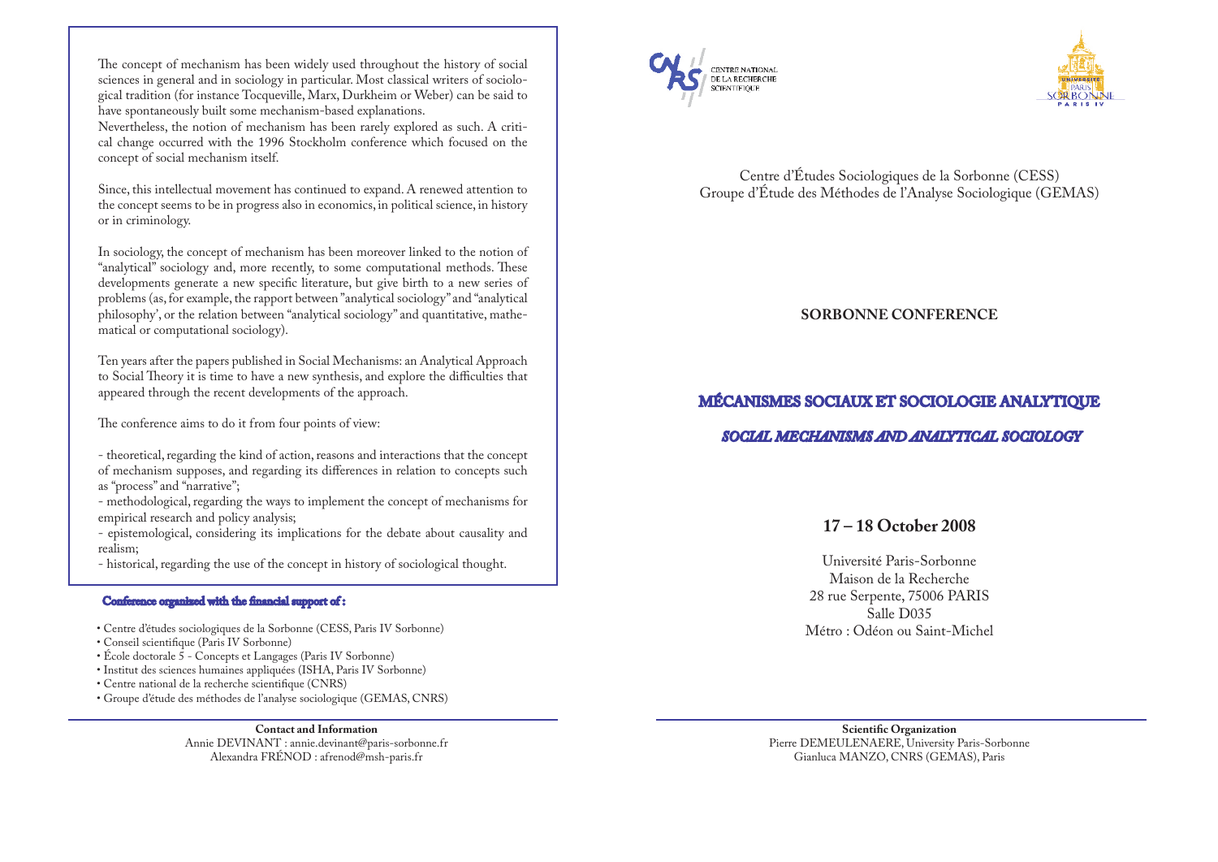The concept of mechanism has been widely used throughout the history of social sciences in general and in sociology in particular. Most classical writers of sociological tradition (for instance Tocqueville, Marx, Durkheim or Weber) can be said to have spontaneously built some mechanism-based explanations.
Nevertheless, the notion of mechanism has been rarely explored as such. A critical change occurred with the 1996 Stockholm conference which focused on the concept of social mechanism itself.

Since, this intellectual movement has continued to expand. A renewed attention to the concept seems to be in progress also in economics, in political science, in history or in criminology.

In sociology, the concept of mechanism has been moreover linked to the notion of "analytical" sociology and, more recently, to some computational methods. These developments generate a new specific literature, but give birth to a new series of problems (as, for example, the rapport between "analytical sociology" and "analytical philosophy', or the relation between "analytical sociology" and quantitative, mathematical or computational sociology).

Ten years after the papers published in Social Mechanisms: an Analytical Approach to Social Theory it is time to have a new synthesis, and explore the difficulties that appeared through the recent developments of the approach.

The conference aims to do it from four points of view:

- theoretical, regarding the kind of action, reasons and interactions that the concept of mechanism supposes, and regarding its differences in relation to concepts such as "process" and "narrative";
- methodological, regarding the ways to implement the concept of mechanisms for empirical research and policy analysis;
- epistemological, considering its implications for the debate about causality and realism;
- historical, regarding the use of the concept in history of sociological thought.

**Conference organized with the financial support of :**

- Centre d'études sociologiques de la Sorbonne (CESS, Paris IV Sorbonne)
- Conseil scientifique (Paris IV Sorbonne)
- École doctorale 5 - Concepts et Langages (Paris IV Sorbonne)
- Institut des sciences humaines appliquées (ISHA, Paris IV Sorbonne)
- Centre national de la recherche scientifique (CNRS)
- Groupe d'étude des méthodes de l'analyse sociologique (GEMAS, CNRS)

**Contact and Information**
Annie DEVINANT : annie.devinant@paris-sorbonne.fr
Alexandra FRÉNOD : afrenod@msh-paris.fr

CENTRE NATIONAL DE LA RECHERCHE SCIENTIFIQUE

UNIVERSITÉ PARIS SORBONNE PARIS IV

Centre d'Études Sociologiques de la Sorbonne (CESS)
Groupe d'Étude des Méthodes de l'Analyse Sociologique (GEMAS)

**SORBONNE CONFERENCE**

# MÉCANISMES SOCIAUX ET SOCIOLOGIE ANALYTIQUE

## *SOCIAL MECHANISMS AND ANALYTICAL SOCIOLOGY*

**17 – 18 October 2008**

Université Paris-Sorbonne
Maison de la Recherche
28 rue Serpente, 75006 PARIS
Salle D035
Métro : Odéon ou Saint-Michel

**Scientific Organization**
Pierre DEMEULENAERE, University Paris-Sorbonne
Gianluca MANZO, CNRS (GEMAS), Paris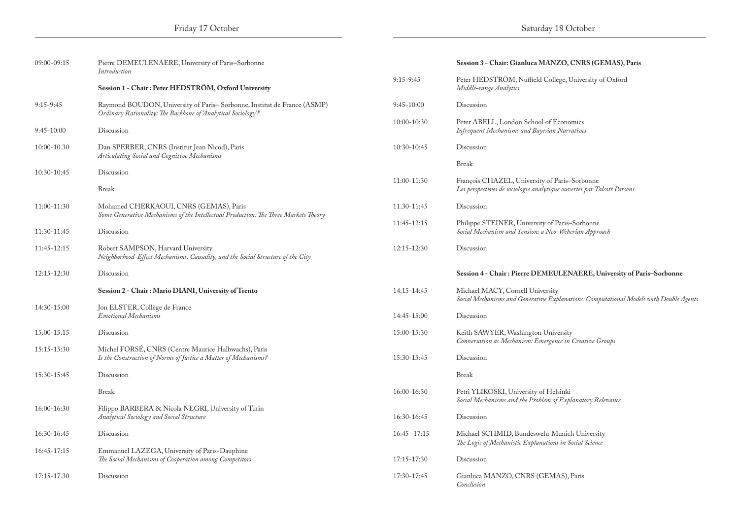## Friday 17 October

| | |
|---|---|
| 09:00-09:15 | Pierre DEMEULENAERE, University of Paris–Sorbonne<br>*Introduction* |
| | **Session 1 - Chair : Peter HEDSTRÖM, Oxford University** |
| 9:15-9:45 | Raymond BOUDON, University of Paris– Sorbonne, Institut de France (ASMP)<br>*Ordinary Rationality: The Backbone of 'Analytical Sociology'?* |
| 9:45-10:00 | Discussion |
| 10:00-10.30 | Dan SPERBER, CNRS (Institut Jean Nicod), Paris<br>*Articulating Social and Cognitive Mechanisms* |
| 10:30-10:45 | Discussion |
| | Break |
| 11:00-11:30 | Mohamed CHERKAOUI, CNRS (GEMAS), Paris<br>*Some Generative Mechanisms of the Intellectual Production: The Three Markets Theory* |
| 11:30-11:45 | Discussion |
| 11:45-12:15 | Robert SAMPSON, Harvard University<br>*Neighborhood-Effect Mechanisms, Causality, and the Social Structure of the City* |
| 12:15-12:30 | Discussion |
| | **Session 2 - Chair : Mario DIANI, University of Trento** |
| 14:30-15:00 | Jon ELSTER, Collège de France<br>*Emotional Mechanisms* |
| 15:00-15:15 | Discussion |
| 15:15-15:30 | Michel FORSÉ, CNRS (Centre Maurice Halbwachs), Paris<br>*Is the Construction of Norms of Justice a Matter of Mechanisms?* |
| 15:30-15:45 | Discussion |
| | Break |
| 16:00-16:30 | Filippo BARBERA & Nicola NEGRI, University of Turin<br>*Analytical Sociology and Social Structure* |
| 16:30-16:45 | Discussion |
| 16:45-17:15 | Emmanuel LAZEGA, University of Paris-Dauphine<br>*The Social Mechanisms of Cooperation among Competitors* |
| 17:15-17.30 | Discussion |

## Saturday 18 October

| | |
|---|---|
| | **Session 3 - Chair: Gianluca MANZO, CNRS (GEMAS), Paris** |
| 9:15-9:45 | Peter HEDSTRÖM, Nuffield College, University of Oxford<br>*Middle-range Analytics* |
| 9:45-10:00 | Discussion |
| 10:00-10:30 | Peter ABELL, London School of Economics<br>*Infrequent Mechanisms and Bayesian Narratives* |
| 10:30-10:45 | Discussion |
| | Break |
| 11:00-11:30 | François CHAZEL, University of Paris–Sorbonne<br>*Les perspectives de sociologie analytique ouvertes par Talcott Parsons* |
| 11.30-11:45 | Discussion |
| 11:45-12:15 | Philippe STEINER, University of Paris–Sorbonne<br>*Social Mechanism and Tension: a Neo-Weberian Approach* |
| 12:15-12:30 | Discussion |
| | **Session 4 - Chair : Pierre DEMEULENAERE, University of Paris–Sorbonne** |
| 14:15-14:45 | Michael MACY, Cornell University<br>*Social Mechanisms and Generative Explanations: Computational Models with Double Agents* |
| 14:45-15:00 | Discussion |
| 15:00-15:30 | Keith SAWYER, Washington University<br>*Conversation as Mechanism: Emergence in Creative Groups* |
| 15:30-15:45 | Discussion |
| | Break |
| 16:00-16:30 | Petri YLIKOSKI, University of Helsinki<br>*Social Mechanisms and the Problem of Explanatory Relevance* |
| 16:30-16:45 | Discussion |
| 16:45 -17:15 | Michael SCHMID, Bundeswehr Munich University<br>*The Logic of Mechanistic Explanations in Social Science* |
| 17:15-17:30 | Discussion |
| 17:30-17:45 | Gianluca MANZO, CNRS (GEMAS), Paris<br>*Conclusion* |